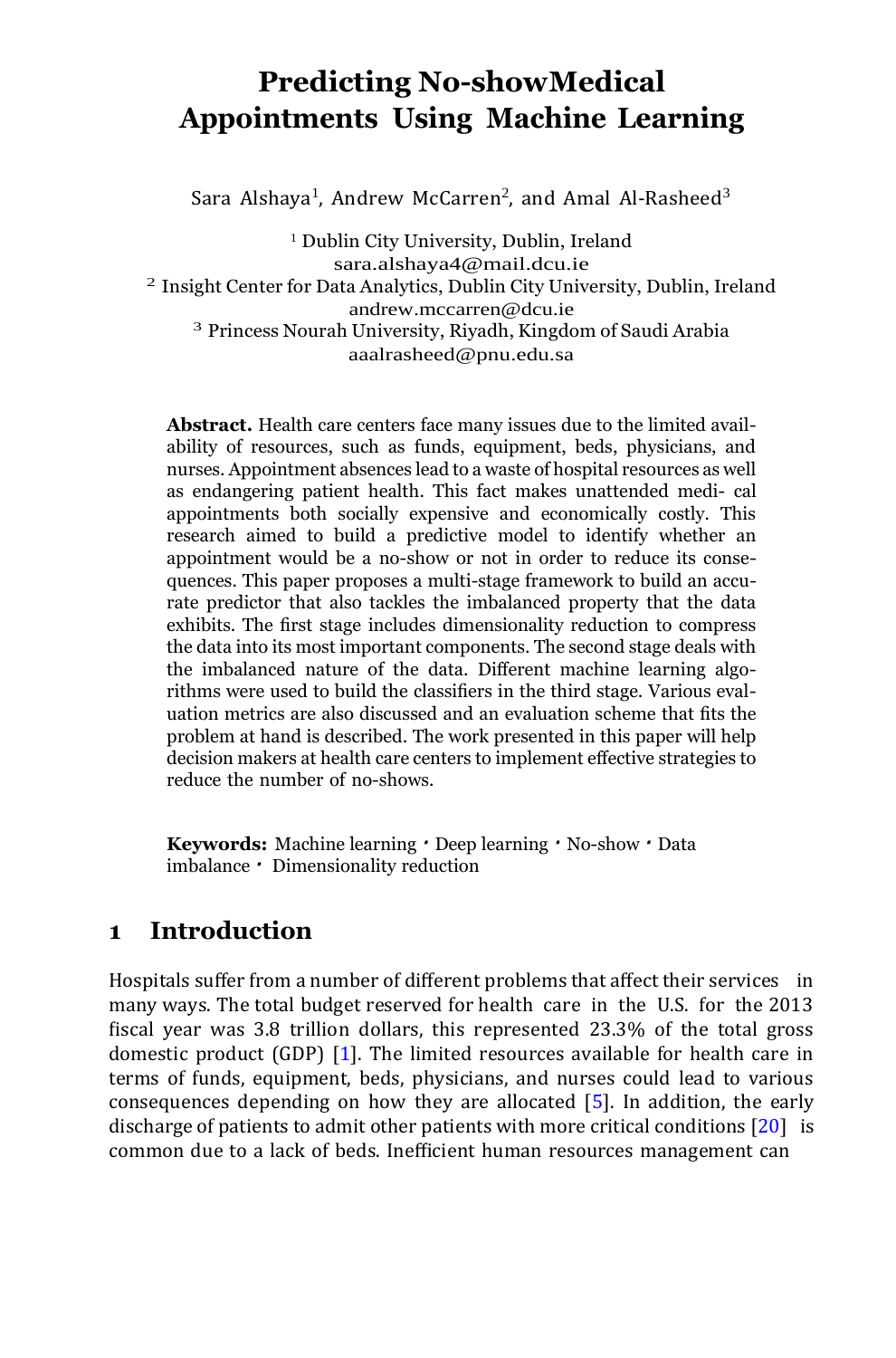# Predicting No-showMedical Appointments Using Machine Learning

Sara Alshaya[1], Andrew McCarren[2], and Amal Al-Rasheed[3]

[1] Dublin City University, Dublin, Ireland
sara.alshaya4@mail.dcu.ie

[2] Insight Center for Data Analytics, Dublin City University, Dublin, Ireland
andrew.mccarren@dcu.ie

[3] Princess Nourah University, Riyadh, Kingdom of Saudi Arabia
aaalrasheed@pnu.edu.sa

**Abstract.** Health care centers face many issues due to the limited availability of resources, such as funds, equipment, beds, physicians, and nurses. Appointment absences lead to a waste of hospital resources as well as endangering patient health. This fact makes unattended medi- cal appointments both socially expensive and economically costly. This research aimed to build a predictive model to identify whether an appointment would be a no-show or not in order to reduce its consequences. This paper proposes a multi-stage framework to build an accurate predictor that also tackles the imbalanced property that the data exhibits. The first stage includes dimensionality reduction to compress the data into its most important components. The second stage deals with the imbalanced nature of the data. Different machine learning algorithms were used to build the classifiers in the third stage. Various evaluation metrics are also discussed and an evaluation scheme that fits the problem at hand is described. The work presented in this paper will help decision makers at health care centers to implement effective strategies to reduce the number of no-shows.

**Keywords:** Machine learning · Deep learning · No-show · Data imbalance · Dimensionality reduction

## 1 Introduction

Hospitals suffer from a number of different problems that affect their services in many ways. The total budget reserved for health care in the U.S. for the 2013 fiscal year was 3.8 trillion dollars, this represented 23.3% of the total gross domestic product (GDP) [1]. The limited resources available for health care in terms of funds, equipment, beds, physicians, and nurses could lead to various consequences depending on how they are allocated [5]. In addition, the early discharge of patients to admit other patients with more critical conditions [20] is common due to a lack of beds. Inefficient human resources management can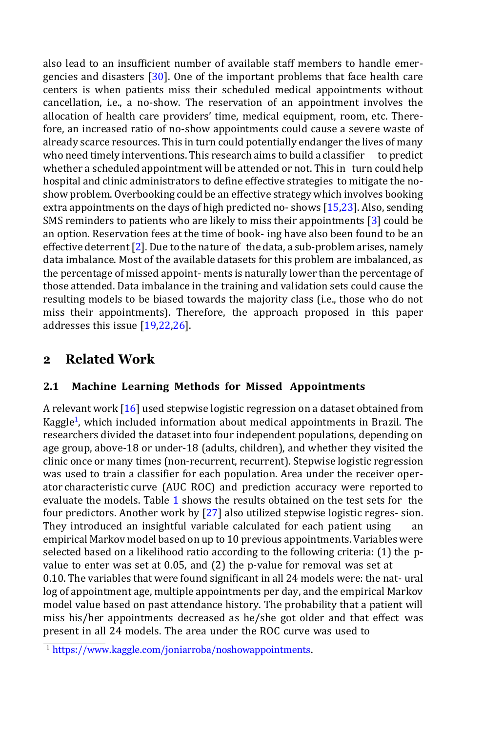also lead to an insufficient number of available staff members to handle emergencies and disasters [30]. One of the important problems that face health care centers is when patients miss their scheduled medical appointments without cancellation, i.e., a no-show. The reservation of an appointment involves the allocation of health care providers' time, medical equipment, room, etc. Therefore, an increased ratio of no-show appointments could cause a severe waste of already scarce resources. This in turn could potentially endanger the lives of many who need timely interventions. This research aims to build a classifier to predict whether a scheduled appointment will be attended or not. This in turn could help hospital and clinic administrators to define effective strategies to mitigate the no-show problem. Overbooking could be an effective strategy which involves booking extra appointments on the days of high predicted no- shows [15,23]. Also, sending SMS reminders to patients who are likely to miss their appointments [3] could be an option. Reservation fees at the time of book- ing have also been found to be an effective deterrent [2]. Due to the nature of the data, a sub-problem arises, namely data imbalance. Most of the available datasets for this problem are imbalanced, as the percentage of missed appoint- ments is naturally lower than the percentage of those attended. Data imbalance in the training and validation sets could cause the resulting models to be biased towards the majority class (i.e., those who do not miss their appointments). Therefore, the approach proposed in this paper addresses this issue [19,22,26].

## 2 Related Work

### 2.1 Machine Learning Methods for Missed Appointments

A relevant work [16] used stepwise logistic regression on a dataset obtained from Kaggle[1], which included information about medical appointments in Brazil. The researchers divided the dataset into four independent populations, depending on age group, above-18 or under-18 (adults, children), and whether they visited the clinic once or many times (non-recurrent, recurrent). Stepwise logistic regression was used to train a classifier for each population. Area under the receiver operator characteristic curve (AUC ROC) and prediction accuracy were reported to evaluate the models. Table 1 shows the results obtained on the test sets for the four predictors. Another work by [27] also utilized stepwise logistic regres- sion. They introduced an insightful variable calculated for each patient using an empirical Markov model based on up to 10 previous appointments. Variables were selected based on a likelihood ratio according to the following criteria: (1) the p-value to enter was set at 0.05, and (2) the p-value for removal was set at 0.10. The variables that were found significant in all 24 models were: the nat- ural log of appointment age, multiple appointments per day, and the empirical Markov model value based on past attendance history. The probability that a patient will miss his/her appointments decreased as he/she got older and that effect was present in all 24 models. The area under the ROC curve was used to

[1] https://www.kaggle.com/joniarroba/noshowappointments.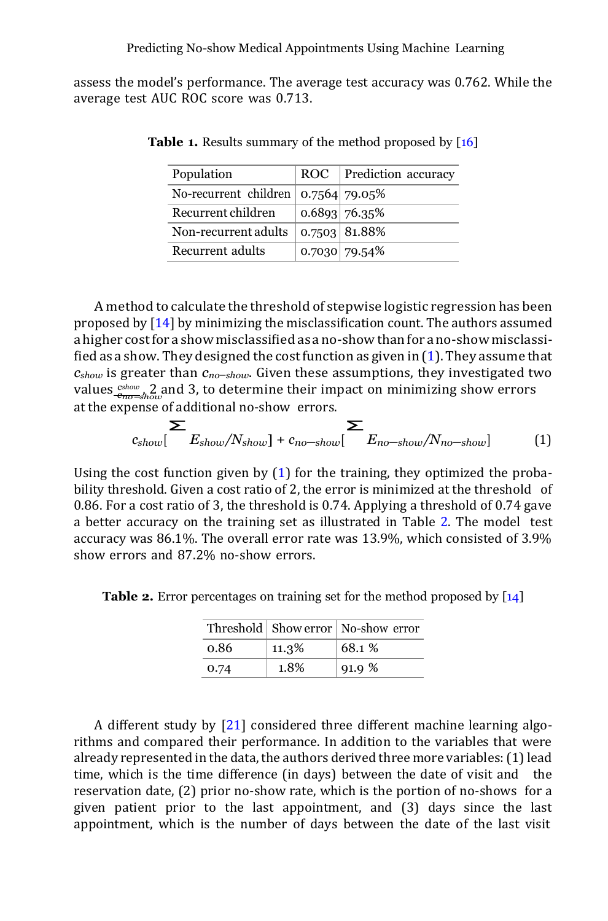assess the model's performance. The average test accuracy was 0.762. While the average test AUC ROC score was 0.713.

**Table 1.** Results summary of the method proposed by [16]

| Population | ROC | Prediction accuracy |
|---|---|---|
| No-recurrent children | 0.7564 | 79.05% |
| Recurrent children | 0.6893 | 76.35% |
| Non-recurrent adults | 0.7503 | 81.88% |
| Recurrent adults | 0.7030 | 79.54% |

A method to calculate the threshold of stepwise logistic regression has been proposed by [14] by minimizing the misclassification count. The authors assumed a higher cost for a show misclassified as a no-show than for a no-show misclassified as a show. They designed the cost function as given in (1). They assume that $c_{show}$ is greater than $c_{no-show}$. Given these assumptions, they investigated two values $\frac{c_{show}}{c_{no-show}}$, 2 and 3, to determine their impact on minimizing show errors at the expense of additional no-show errors.

$$c_{show}\left[\sum E_{show}/N_{show}\right] + c_{no-show}\left[\sum E_{no-show}/N_{no-show}\right] \tag{1}$$

Using the cost function given by (1) for the training, they optimized the probability threshold. Given a cost ratio of 2, the error is minimized at the threshold of 0.86. For a cost ratio of 3, the threshold is 0.74. Applying a threshold of 0.74 gave a better accuracy on the training set as illustrated in Table 2. The model test accuracy was 86.1%. The overall error rate was 13.9%, which consisted of 3.9% show errors and 87.2% no-show errors.

**Table 2.** Error percentages on training set for the method proposed by [14]

| Threshold | Show error | No-show error |
|---|---|---|
| 0.86 | 11.3% | 68.1 % |
| 0.74 | 1.8% | 91.9 % |

A different study by [21] considered three different machine learning algorithms and compared their performance. In addition to the variables that were already represented in the data, the authors derived three more variables: (1) lead time, which is the time difference (in days) between the date of visit and the reservation date, (2) prior no-show rate, which is the portion of no-shows for a given patient prior to the last appointment, and (3) days since the last appointment, which is the number of days between the date of the last visit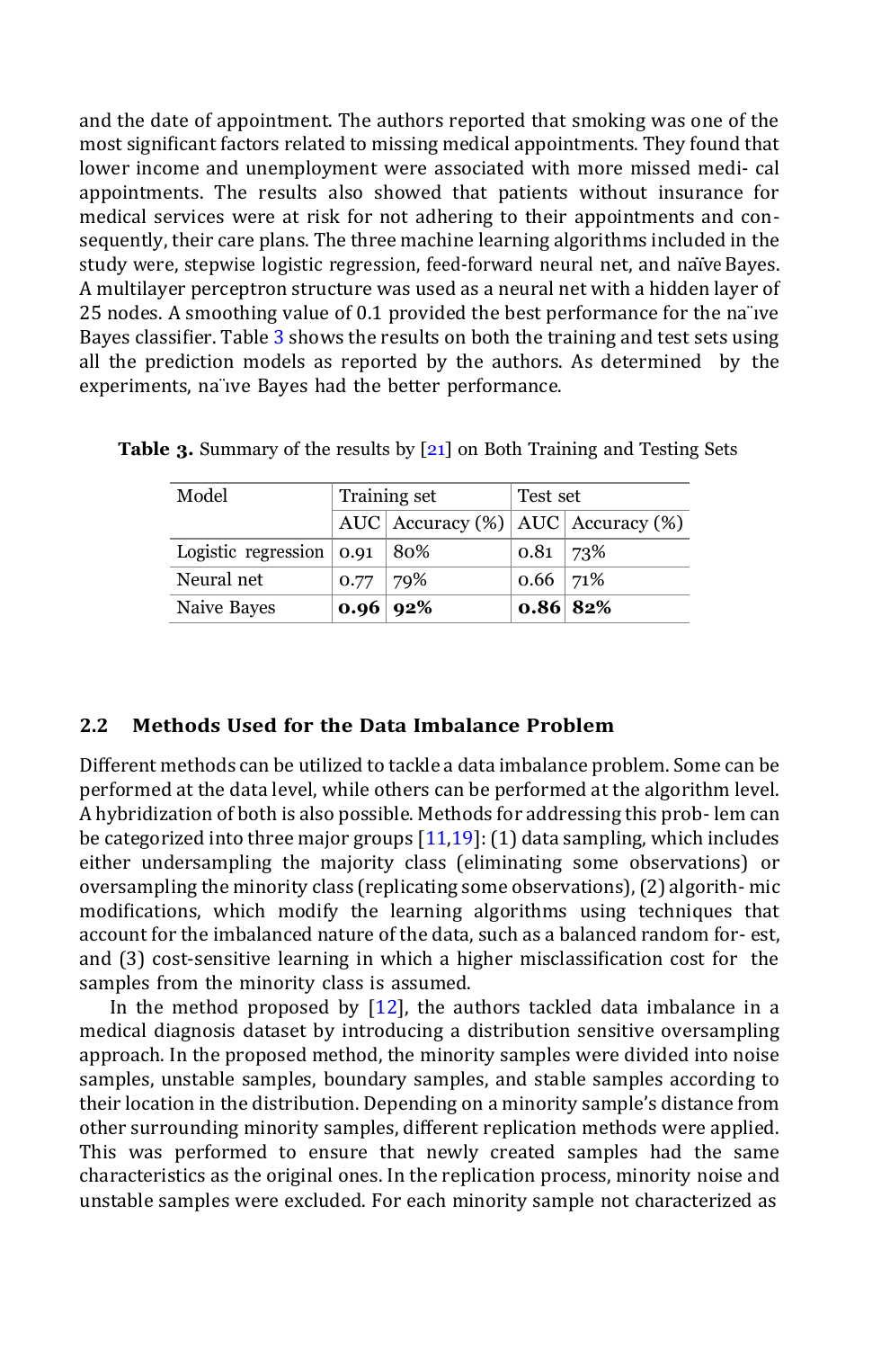and the date of appointment. The authors reported that smoking was one of the most significant factors related to missing medical appointments. They found that lower income and unemployment were associated with more missed medi- cal appointments. The results also showed that patients without insurance for medical services were at risk for not adhering to their appointments and con- sequently, their care plans. The three machine learning algorithms included in the study were, stepwise logistic regression, feed-forward neural net, and naïve Bayes. A multilayer perceptron structure was used as a neural net with a hidden layer of 25 nodes. A smoothing value of 0.1 provided the best performance for the na¨ıve Bayes classifier. Table 3 shows the results on both the training and test sets using all the prediction models as reported by the authors. As determined by the experiments, na¨ıve Bayes had the better performance.

**Table 3.** Summary of the results by [21] on Both Training and Testing Sets

| Model | Training set | | Test set | |
|---|---|---|---|---|
| | AUC | Accuracy (%) | AUC | Accuracy (%) |
| Logistic regression | 0.91 | 80% | 0.81 | 73% |
| Neural net | 0.77 | 79% | 0.66 | 71% |
| Naive Bayes | **0.96** | **92%** | **0.86** | **82%** |

### 2.2 Methods Used for the Data Imbalance Problem

Different methods can be utilized to tackle a data imbalance problem. Some can be performed at the data level, while others can be performed at the algorithm level. A hybridization of both is also possible. Methods for addressing this prob- lem can be categorized into three major groups [11,19]: (1) data sampling, which includes either undersampling the majority class (eliminating some observations) or oversampling the minority class (replicating some observations), (2) algorith- mic modifications, which modify the learning algorithms using techniques that account for the imbalanced nature of the data, such as a balanced random for- est, and (3) cost-sensitive learning in which a higher misclassification cost for the samples from the minority class is assumed.

In the method proposed by [12], the authors tackled data imbalance in a medical diagnosis dataset by introducing a distribution sensitive oversampling approach. In the proposed method, the minority samples were divided into noise samples, unstable samples, boundary samples, and stable samples according to their location in the distribution. Depending on a minority sample's distance from other surrounding minority samples, different replication methods were applied. This was performed to ensure that newly created samples had the same characteristics as the original ones. In the replication process, minority noise and unstable samples were excluded. For each minority sample not characterized as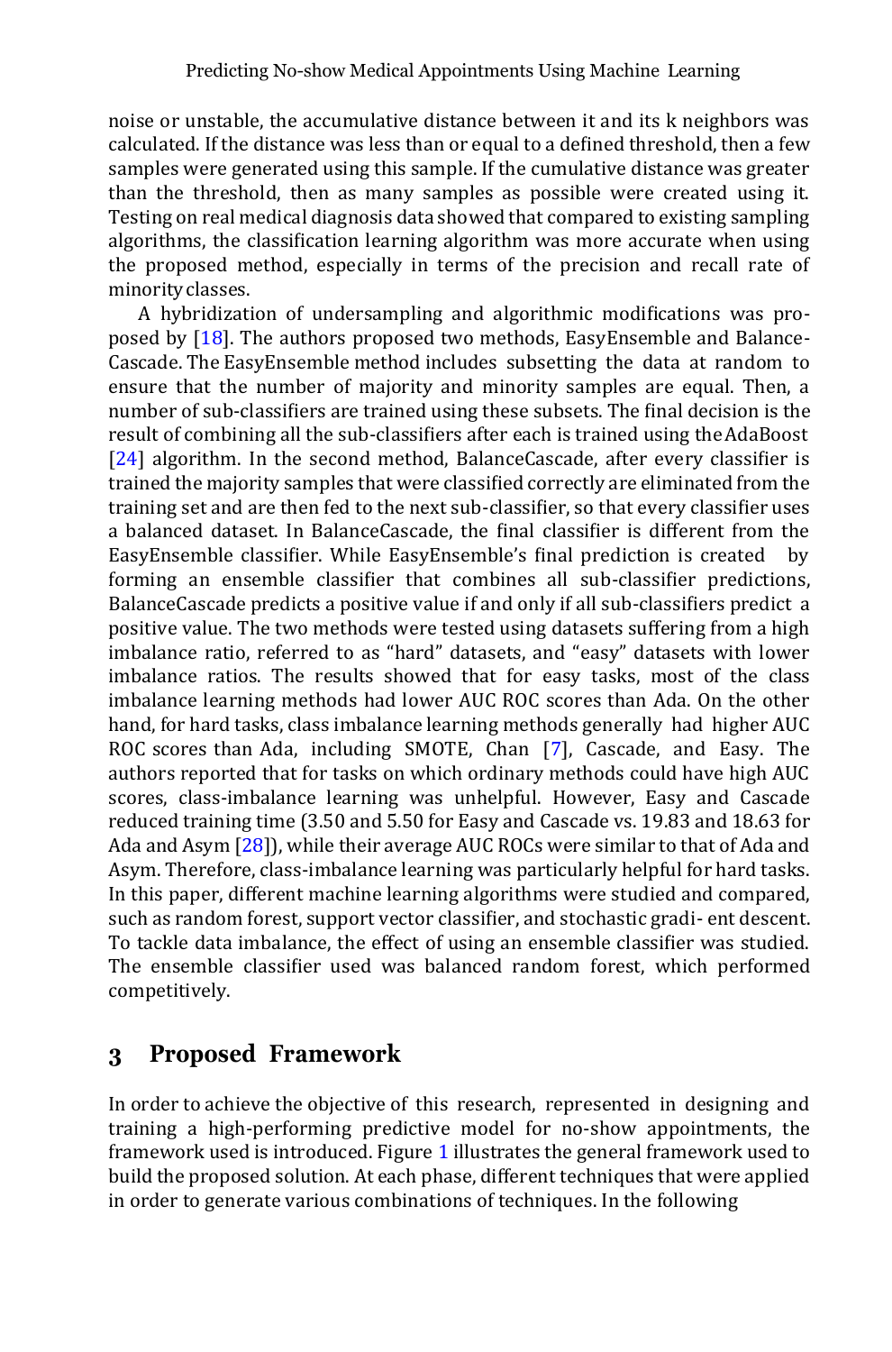noise or unstable, the accumulative distance between it and its k neighbors was calculated. If the distance was less than or equal to a defined threshold, then a few samples were generated using this sample. If the cumulative distance was greater than the threshold, then as many samples as possible were created using it. Testing on real medical diagnosis data showed that compared to existing sampling algorithms, the classification learning algorithm was more accurate when using the proposed method, especially in terms of the precision and recall rate of minority classes.

A hybridization of undersampling and algorithmic modifications was proposed by [18]. The authors proposed two methods, EasyEnsemble and BalanceCascade. The EasyEnsemble method includes subsetting the data at random to ensure that the number of majority and minority samples are equal. Then, a number of sub-classifiers are trained using these subsets. The final decision is the result of combining all the sub-classifiers after each is trained using the AdaBoost [24] algorithm. In the second method, BalanceCascade, after every classifier is trained the majority samples that were classified correctly are eliminated from the training set and are then fed to the next sub-classifier, so that every classifier uses a balanced dataset. In BalanceCascade, the final classifier is different from the EasyEnsemble classifier. While EasyEnsemble's final prediction is created by forming an ensemble classifier that combines all sub-classifier predictions, BalanceCascade predicts a positive value if and only if all sub-classifiers predict a positive value. The two methods were tested using datasets suffering from a high imbalance ratio, referred to as "hard" datasets, and "easy" datasets with lower imbalance ratios. The results showed that for easy tasks, most of the class imbalance learning methods had lower AUC ROC scores than Ada. On the other hand, for hard tasks, class imbalance learning methods generally had higher AUC ROC scores than Ada, including SMOTE, Chan [7], Cascade, and Easy. The authors reported that for tasks on which ordinary methods could have high AUC scores, class-imbalance learning was unhelpful. However, Easy and Cascade reduced training time (3.50 and 5.50 for Easy and Cascade vs. 19.83 and 18.63 for Ada and Asym [28]), while their average AUC ROCs were similar to that of Ada and Asym. Therefore, class-imbalance learning was particularly helpful for hard tasks. In this paper, different machine learning algorithms were studied and compared, such as random forest, support vector classifier, and stochastic gradient descent. To tackle data imbalance, the effect of using an ensemble classifier was studied. The ensemble classifier used was balanced random forest, which performed competitively.

# 3 Proposed Framework

In order to achieve the objective of this research, represented in designing and training a high-performing predictive model for no-show appointments, the framework used is introduced. Figure 1 illustrates the general framework used to build the proposed solution. At each phase, different techniques that were applied in order to generate various combinations of techniques. In the following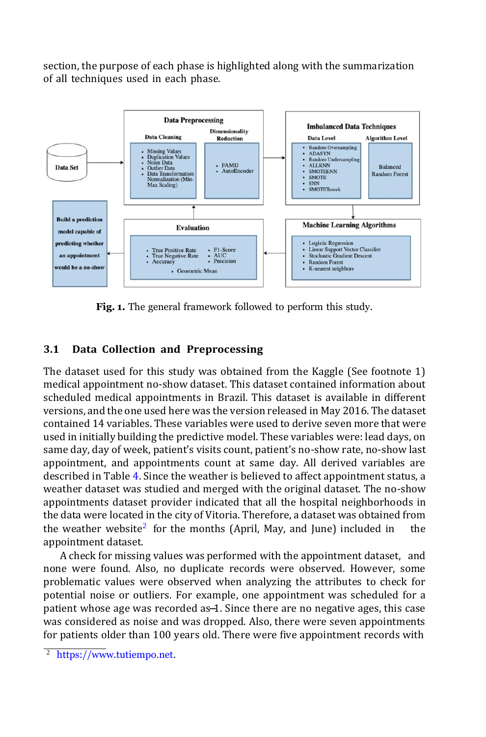section, the purpose of each phase is highlighted along with the summarization of all techniques used in each phase.

**Fig. 1.** The general framework followed to perform this study.

### 3.1 Data Collection and Preprocessing

The dataset used for this study was obtained from the Kaggle (See footnote 1) medical appointment no-show dataset. This dataset contained information about scheduled medical appointments in Brazil. This dataset is available in different versions, and the one used here was the version released in May 2016. The dataset contained 14 variables. These variables were used to derive seven more that were used in initially building the predictive model. These variables were: lead days, on same day, day of week, patient's visits count, patient's no-show rate, no-show last appointment, and appointments count at same day. All derived variables are described in Table 4. Since the weather is believed to affect appointment status, a weather dataset was studied and merged with the original dataset. The no-show appointments dataset provider indicated that all the hospital neighborhoods in the data were located in the city of Vitoria. Therefore, a dataset was obtained from the weather website[2] for the months (April, May, and June) included in the appointment dataset.

A check for missing values was performed with the appointment dataset, and none were found. Also, no duplicate records were observed. However, some problematic values were observed when analyzing the attributes to check for potential noise or outliers. For example, one appointment was scheduled for a patient whose age was recorded as −1. Since there are no negative ages, this case was considered as noise and was dropped. Also, there were seven appointments for patients older than 100 years old. There were five appointment records with

[2] https://www.tutiempo.net.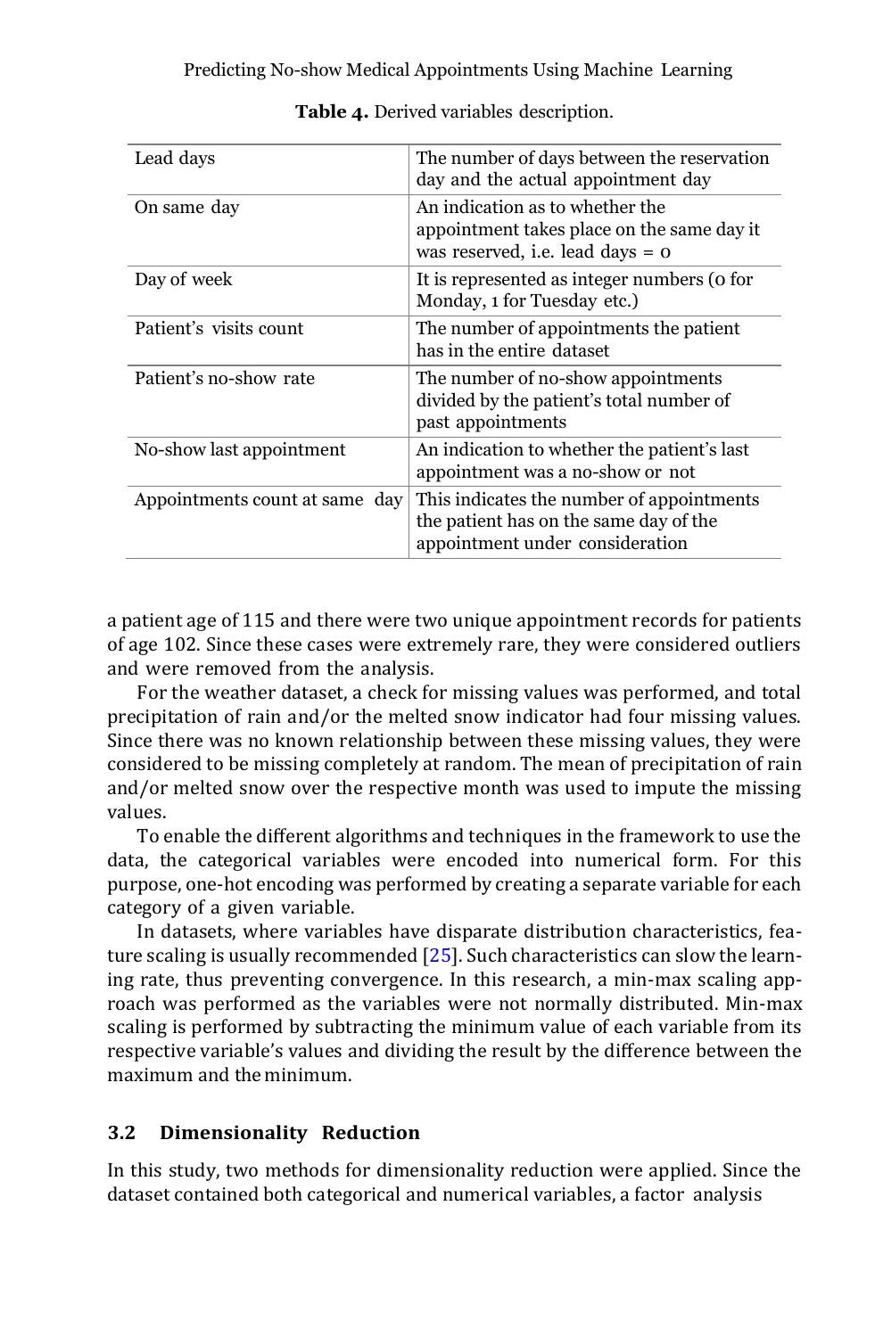**Table 4.** Derived variables description.

| | |
|---|---|
| Lead days | The number of days between the reservation day and the actual appointment day |
| On same day | An indication as to whether the appointment takes place on the same day it was reserved, i.e. lead days = 0 |
| Day of week | It is represented as integer numbers (0 for Monday, 1 for Tuesday etc.) |
| Patient's visits count | The number of appointments the patient has in the entire dataset |
| Patient's no-show rate | The number of no-show appointments divided by the patient's total number of past appointments |
| No-show last appointment | An indication to whether the patient's last appointment was a no-show or not |
| Appointments count at same day | This indicates the number of appointments the patient has on the same day of the appointment under consideration |

a patient age of 115 and there were two unique appointment records for patients of age 102. Since these cases were extremely rare, they were considered outliers and were removed from the analysis.

For the weather dataset, a check for missing values was performed, and total precipitation of rain and/or the melted snow indicator had four missing values. Since there was no known relationship between these missing values, they were considered to be missing completely at random. The mean of precipitation of rain and/or melted snow over the respective month was used to impute the missing values.

To enable the different algorithms and techniques in the framework to use the data, the categorical variables were encoded into numerical form. For this purpose, one-hot encoding was performed by creating a separate variable for each category of a given variable.

In datasets, where variables have disparate distribution characteristics, feature scaling is usually recommended [25]. Such characteristics can slow the learning rate, thus preventing convergence. In this research, a min-max scaling approach was performed as the variables were not normally distributed. Min-max scaling is performed by subtracting the minimum value of each variable from its respective variable's values and dividing the result by the difference between the maximum and the minimum.

### 3.2 Dimensionality Reduction

In this study, two methods for dimensionality reduction were applied. Since the dataset contained both categorical and numerical variables, a factor analysis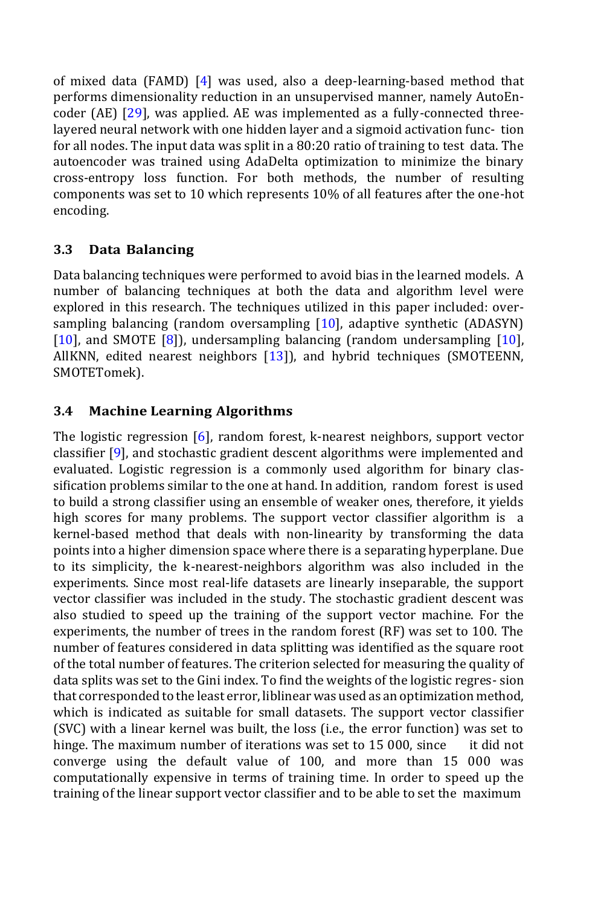of mixed data (FAMD) [4] was used, also a deep-learning-based method that performs dimensionality reduction in an unsupervised manner, namely AutoEncoder (AE) [29], was applied. AE was implemented as a fully-connected three-layered neural network with one hidden layer and a sigmoid activation function for all nodes. The input data was split in a 80:20 ratio of training to test data. The autoencoder was trained using AdaDelta optimization to minimize the binary cross-entropy loss function. For both methods, the number of resulting components was set to 10 which represents 10% of all features after the one-hot encoding.

### 3.3 Data Balancing

Data balancing techniques were performed to avoid bias in the learned models. A number of balancing techniques at both the data and algorithm level were explored in this research. The techniques utilized in this paper included: oversampling balancing (random oversampling [10], adaptive synthetic (ADASYN) [10], and SMOTE [8]), undersampling balancing (random undersampling [10], AllKNN, edited nearest neighbors [13]), and hybrid techniques (SMOTEENN, SMOTETomek).

### 3.4 Machine Learning Algorithms

The logistic regression [6], random forest, k-nearest neighbors, support vector classifier [9], and stochastic gradient descent algorithms were implemented and evaluated. Logistic regression is a commonly used algorithm for binary classification problems similar to the one at hand. In addition, random forest is used to build a strong classifier using an ensemble of weaker ones, therefore, it yields high scores for many problems. The support vector classifier algorithm is a kernel-based method that deals with non-linearity by transforming the data points into a higher dimension space where there is a separating hyperplane. Due to its simplicity, the k-nearest-neighbors algorithm was also included in the experiments. Since most real-life datasets are linearly inseparable, the support vector classifier was included in the study. The stochastic gradient descent was also studied to speed up the training of the support vector machine. For the experiments, the number of trees in the random forest (RF) was set to 100. The number of features considered in data splitting was identified as the square root of the total number of features. The criterion selected for measuring the quality of data splits was set to the Gini index. To find the weights of the logistic regression that corresponded to the least error, liblinear was used as an optimization method, which is indicated as suitable for small datasets. The support vector classifier (SVC) with a linear kernel was built, the loss (i.e., the error function) was set to hinge. The maximum number of iterations was set to 15 000, since it did not converge using the default value of 100, and more than 15 000 was computationally expensive in terms of training time. In order to speed up the training of the linear support vector classifier and to be able to set the maximum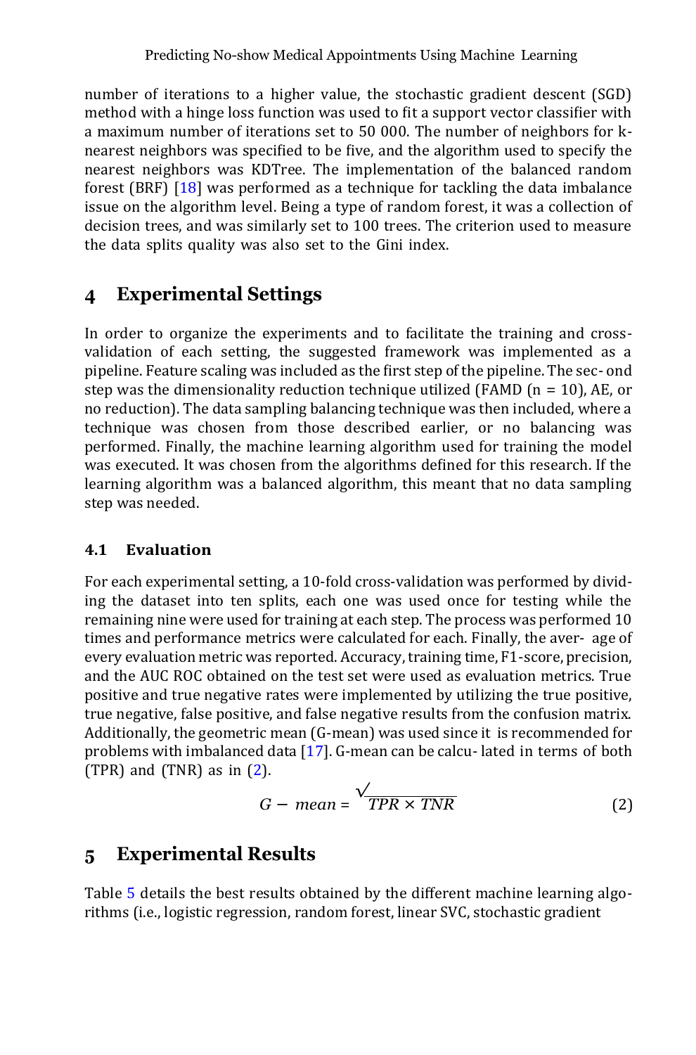number of iterations to a higher value, the stochastic gradient descent (SGD) method with a hinge loss function was used to fit a support vector classifier with a maximum number of iterations set to 50 000. The number of neighbors for k-nearest neighbors was specified to be five, and the algorithm used to specify the nearest neighbors was KDTree. The implementation of the balanced random forest (BRF) [18] was performed as a technique for tackling the data imbalance issue on the algorithm level. Being a type of random forest, it was a collection of decision trees, and was similarly set to 100 trees. The criterion used to measure the data splits quality was also set to the Gini index.

# 4 Experimental Settings

In order to organize the experiments and to facilitate the training and cross-validation of each setting, the suggested framework was implemented as a pipeline. Feature scaling was included as the first step of the pipeline. The second step was the dimensionality reduction technique utilized (FAMD (n = 10), AE, or no reduction). The data sampling balancing technique was then included, where a technique was chosen from those described earlier, or no balancing was performed. Finally, the machine learning algorithm used for training the model was executed. It was chosen from the algorithms defined for this research. If the learning algorithm was a balanced algorithm, this meant that no data sampling step was needed.

## 4.1 Evaluation

For each experimental setting, a 10-fold cross-validation was performed by dividing the dataset into ten splits, each one was used once for testing while the remaining nine were used for training at each step. The process was performed 10 times and performance metrics were calculated for each. Finally, the average of every evaluation metric was reported. Accuracy, training time, F1-score, precision, and the AUC ROC obtained on the test set were used as evaluation metrics. True positive and true negative rates were implemented by utilizing the true positive, true negative, false positive, and false negative results from the confusion matrix. Additionally, the geometric mean (G-mean) was used since it is recommended for problems with imbalanced data [17]. G-mean can be calculated in terms of both (TPR) and (TNR) as in (2).

$$G - mean = \sqrt{TPR \times TNR} \quad (2)$$

# 5 Experimental Results

Table 5 details the best results obtained by the different machine learning algorithms (i.e., logistic regression, random forest, linear SVC, stochastic gradient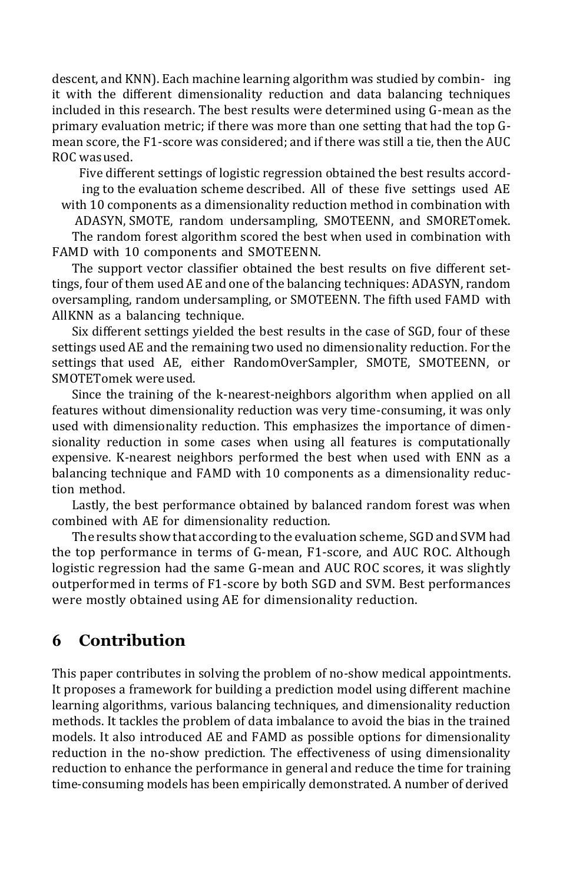descent, and KNN). Each machine learning algorithm was studied by combining it with the different dimensionality reduction and data balancing techniques included in this research. The best results were determined using G-mean as the primary evaluation metric; if there was more than one setting that had the top G-mean score, the F1-score was considered; and if there was still a tie, then the AUC ROC was used.

Five different settings of logistic regression obtained the best results according to the evaluation scheme described. All of these five settings used AE with 10 components as a dimensionality reduction method in combination with ADASYN, SMOTE, random undersampling, SMOTEENN, and SMORETomek. The random forest algorithm scored the best when used in combination with FAMD with 10 components and SMOTEENN.

The support vector classifier obtained the best results on five different settings, four of them used AE and one of the balancing techniques: ADASYN, random oversampling, random undersampling, or SMOTEENN. The fifth used FAMD with AllKNN as a balancing technique.

Six different settings yielded the best results in the case of SGD, four of these settings used AE and the remaining two used no dimensionality reduction. For the settings that used AE, either RandomOverSampler, SMOTE, SMOTEENN, or SMOTETomek were used.

Since the training of the k-nearest-neighbors algorithm when applied on all features without dimensionality reduction was very time-consuming, it was only used with dimensionality reduction. This emphasizes the importance of dimensionality reduction in some cases when using all features is computationally expensive. K-nearest neighbors performed the best when used with ENN as a balancing technique and FAMD with 10 components as a dimensionality reduction method.

Lastly, the best performance obtained by balanced random forest was when combined with AE for dimensionality reduction.

The results show that according to the evaluation scheme, SGD and SVM had the top performance in terms of G-mean, F1-score, and AUC ROC. Although logistic regression had the same G-mean and AUC ROC scores, it was slightly outperformed in terms of F1-score by both SGD and SVM. Best performances were mostly obtained using AE for dimensionality reduction.

## 6 Contribution

This paper contributes in solving the problem of no-show medical appointments. It proposes a framework for building a prediction model using different machine learning algorithms, various balancing techniques, and dimensionality reduction methods. It tackles the problem of data imbalance to avoid the bias in the trained models. It also introduced AE and FAMD as possible options for dimensionality reduction in the no-show prediction. The effectiveness of using dimensionality reduction to enhance the performance in general and reduce the time for training time-consuming models has been empirically demonstrated. A number of derived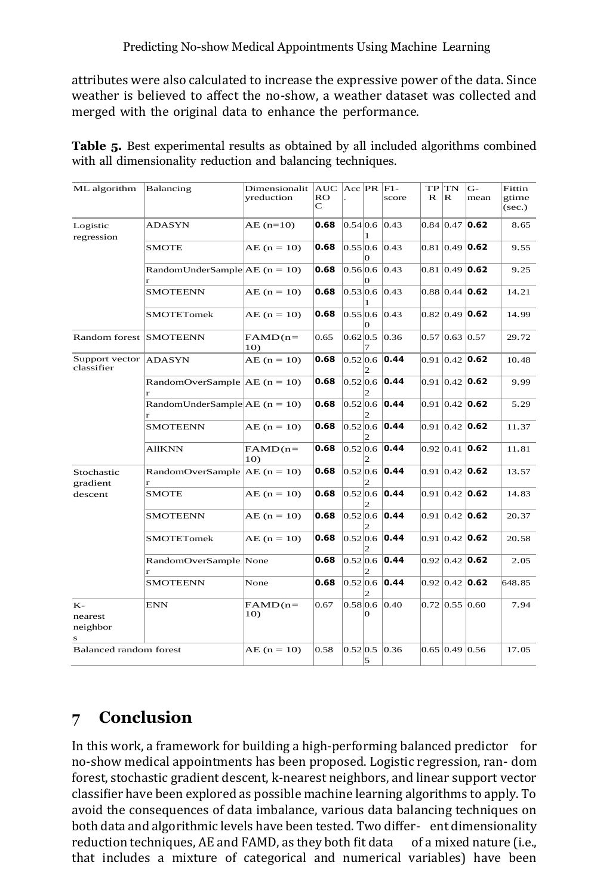attributes were also calculated to increase the expressive power of the data. Since weather is believed to affect the no-show, a weather dataset was collected and merged with the original data to enhance the performance.

**Table 5.** Best experimental results as obtained by all included algorithms combined with all dimensionality reduction and balancing techniques.

| ML algorithm | Balancing | Dimensionality reduction | AUC ROC | Acc. | PR | F1-score | TPR | TNR | G-mean | Fitting time (sec.) |
|---|---|---|---|---|---|---|---|---|---|---|
| Logistic regression | ADASYN | AE (n=10) | **0.68** | 0.54 | 0.61 | 0.43 | 0.84 | 0.47 | **0.62** | 8.65 |
| | SMOTE | AE (n = 10) | **0.68** | 0.55 | 0.60 | 0.43 | 0.81 | 0.49 | **0.62** | 9.55 |
| | RandomUnderSampler | AE (n = 10) | **0.68** | 0.56 | 0.60 | 0.43 | 0.81 | 0.49 | **0.62** | 9.25 |
| | SMOTEENN | AE (n = 10) | **0.68** | 0.53 | 0.61 | 0.43 | 0.88 | 0.44 | **0.62** | 14.21 |
| | SMOTETomek | AE (n = 10) | **0.68** | 0.55 | 0.60 | 0.43 | 0.82 | 0.49 | **0.62** | 14.99 |
| Random forest | SMOTEENN | FAMD(n=10) | 0.65 | 0.62 | 0.57 | 0.36 | 0.57 | 0.63 | 0.57 | 29.72 |
| Support vector classifier | ADASYN | AE (n = 10) | **0.68** | 0.52 | 0.62 | **0.44** | 0.91 | 0.42 | **0.62** | 10.48 |
| | RandomOverSampler | AE (n = 10) | **0.68** | 0.52 | 0.62 | **0.44** | 0.91 | 0.42 | **0.62** | 9.99 |
| | RandomUnderSampler | AE (n = 10) | **0.68** | 0.52 | 0.62 | **0.44** | 0.91 | 0.42 | **0.62** | 5.29 |
| | SMOTEENN | AE (n = 10) | **0.68** | 0.52 | 0.62 | **0.44** | 0.91 | 0.42 | **0.62** | 11.37 |
| | AllKNN | FAMD(n=10) | **0.68** | 0.52 | 0.62 | **0.44** | 0.92 | 0.41 | **0.62** | 11.81 |
| Stochastic gradient descent | RandomOverSampler | AE (n = 10) | **0.68** | 0.52 | 0.62 | **0.44** | 0.91 | 0.42 | **0.62** | 13.57 |
| | SMOTE | AE (n = 10) | **0.68** | 0.52 | 0.62 | **0.44** | 0.91 | 0.42 | **0.62** | 14.83 |
| | SMOTEENN | AE (n = 10) | **0.68** | 0.52 | 0.62 | **0.44** | 0.91 | 0.42 | **0.62** | 20.37 |
| | SMOTETomek | AE (n = 10) | **0.68** | 0.52 | 0.62 | **0.44** | 0.91 | 0.42 | **0.62** | 20.58 |
| | RandomOverSampler | None | **0.68** | 0.52 | 0.62 | **0.44** | 0.92 | 0.42 | **0.62** | 2.05 |
| | SMOTEENN | None | **0.68** | 0.52 | 0.62 | **0.44** | 0.92 | 0.42 | **0.62** | 648.85 |
| K-nearest neighbors | ENN | FAMD(n=10) | 0.67 | 0.58 | 0.60 | 0.40 | 0.72 | 0.55 | 0.60 | 7.94 |
| Balanced random forest | | AE (n = 10) | 0.58 | 0.52 | 0.55 | 0.36 | 0.65 | 0.49 | 0.56 | 17.05 |

## 7 Conclusion

In this work, a framework for building a high-performing balanced predictor for no-show medical appointments has been proposed. Logistic regression, random forest, stochastic gradient descent, k-nearest neighbors, and linear support vector classifier have been explored as possible machine learning algorithms to apply. To avoid the consequences of data imbalance, various data balancing techniques on both data and algorithmic levels have been tested. Two different dimensionality reduction techniques, AE and FAMD, as they both fit data of a mixed nature (i.e., that includes a mixture of categorical and numerical variables) have been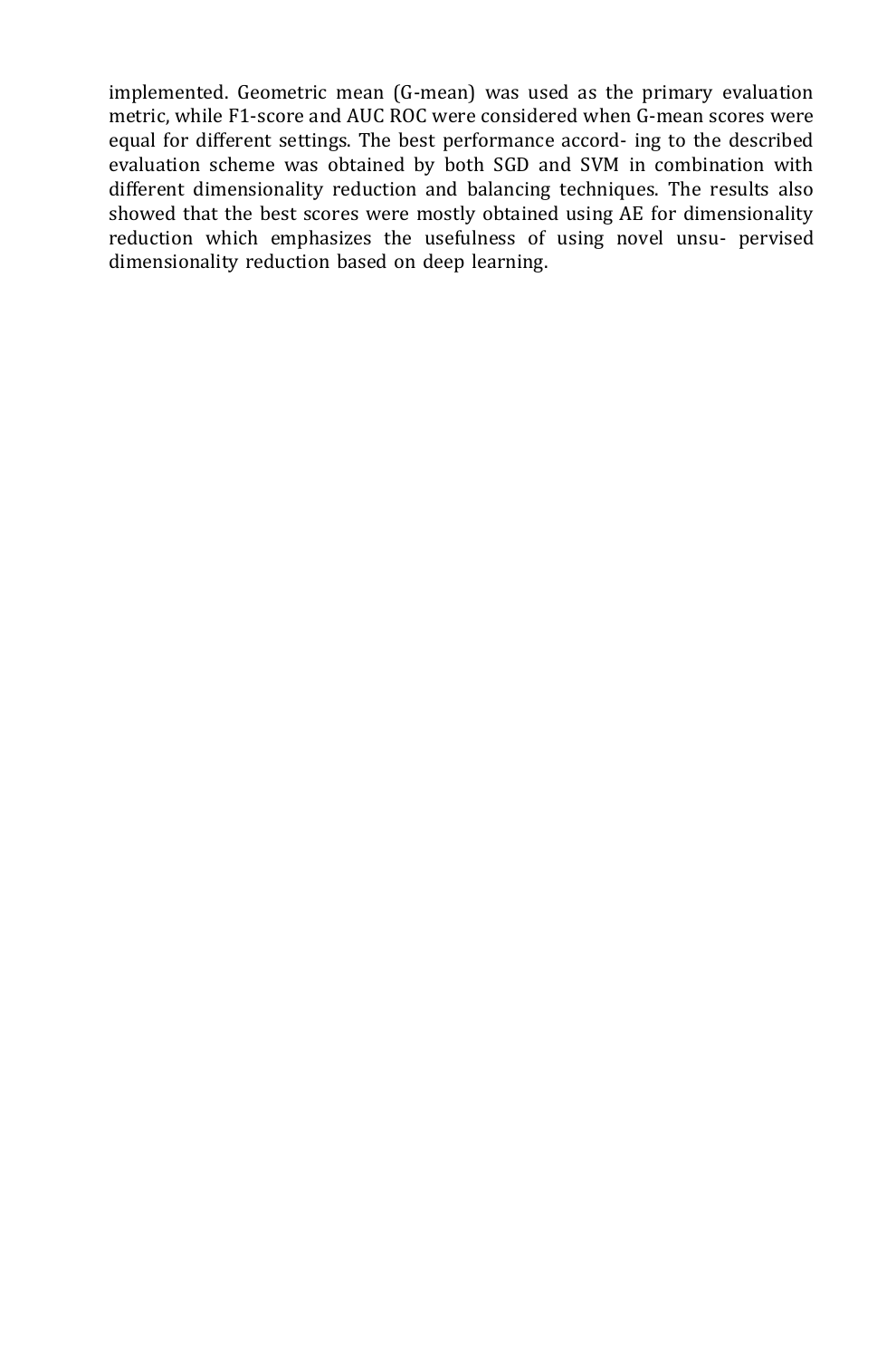implemented. Geometric mean (G-mean) was used as the primary evaluation metric, while F1-score and AUC ROC were considered when G-mean scores were equal for different settings. The best performance according to the described evaluation scheme was obtained by both SGD and SVM in combination with different dimensionality reduction and balancing techniques. The results also showed that the best scores were mostly obtained using AE for dimensionality reduction which emphasizes the usefulness of using novel unsupervised dimensionality reduction based on deep learning.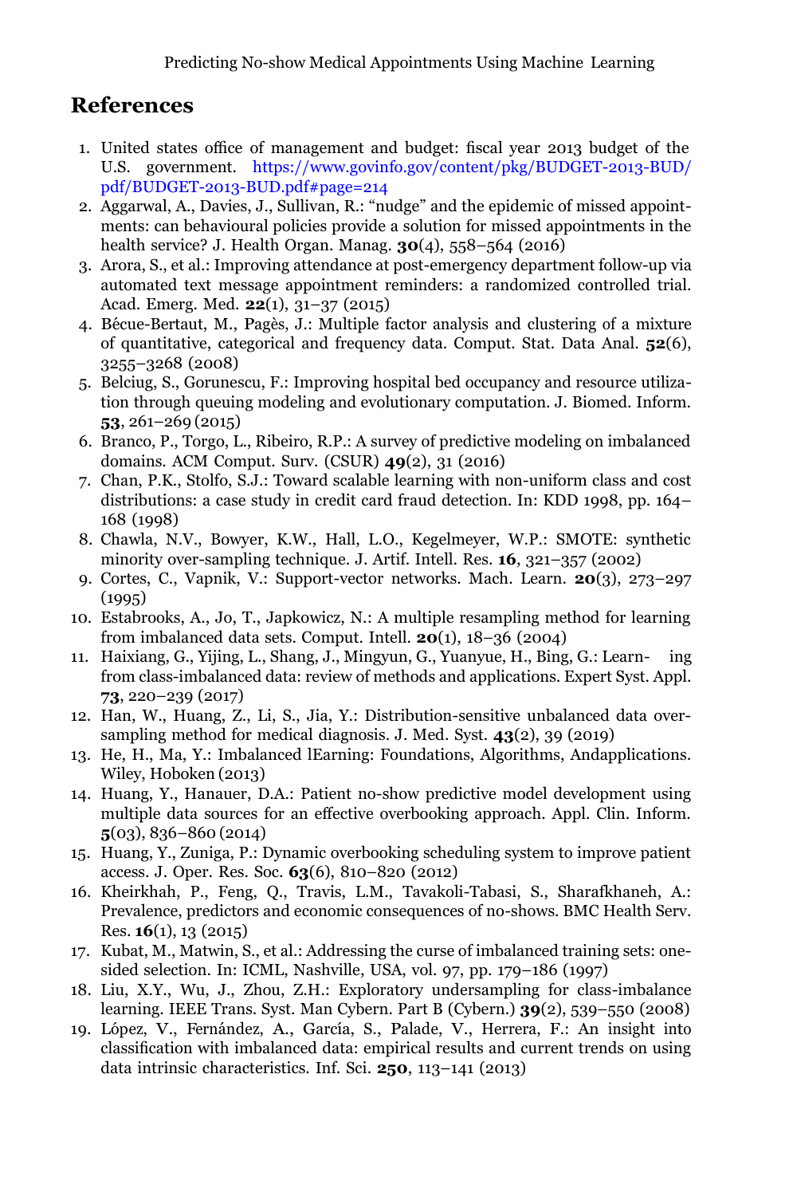## References

1. United states office of management and budget: fiscal year 2013 budget of the U.S. government. https://www.govinfo.gov/content/pkg/BUDGET-2013-BUD/pdf/BUDGET-2013-BUD.pdf#page=214
2. Aggarwal, A., Davies, J., Sullivan, R.: "nudge" and the epidemic of missed appointments: can behavioural policies provide a solution for missed appointments in the health service? J. Health Organ. Manag. **30**(4), 558–564 (2016)
3. Arora, S., et al.: Improving attendance at post-emergency department follow-up via automated text message appointment reminders: a randomized controlled trial. Acad. Emerg. Med. **22**(1), 31–37 (2015)
4. Bécue-Bertaut, M., Pagès, J.: Multiple factor analysis and clustering of a mixture of quantitative, categorical and frequency data. Comput. Stat. Data Anal. **52**(6), 3255–3268 (2008)
5. Belciug, S., Gorunescu, F.: Improving hospital bed occupancy and resource utilization through queuing modeling and evolutionary computation. J. Biomed. Inform. **53**, 261–269 (2015)
6. Branco, P., Torgo, L., Ribeiro, R.P.: A survey of predictive modeling on imbalanced domains. ACM Comput. Surv. (CSUR) **49**(2), 31 (2016)
7. Chan, P.K., Stolfo, S.J.: Toward scalable learning with non-uniform class and cost distributions: a case study in credit card fraud detection. In: KDD 1998, pp. 164–168 (1998)
8. Chawla, N.V., Bowyer, K.W., Hall, L.O., Kegelmeyer, W.P.: SMOTE: synthetic minority over-sampling technique. J. Artif. Intell. Res. **16**, 321–357 (2002)
9. Cortes, C., Vapnik, V.: Support-vector networks. Mach. Learn. **20**(3), 273–297 (1995)
10. Estabrooks, A., Jo, T., Japkowicz, N.: A multiple resampling method for learning from imbalanced data sets. Comput. Intell. **20**(1), 18–36 (2004)
11. Haixiang, G., Yijing, L., Shang, J., Mingyun, G., Yuanyue, H., Bing, G.: Learning from class-imbalanced data: review of methods and applications. Expert Syst. Appl. **73**, 220–239 (2017)
12. Han, W., Huang, Z., Li, S., Jia, Y.: Distribution-sensitive unbalanced data oversampling method for medical diagnosis. J. Med. Syst. **43**(2), 39 (2019)
13. He, H., Ma, Y.: Imbalanced lEarning: Foundations, Algorithms, Andapplications. Wiley, Hoboken (2013)
14. Huang, Y., Hanauer, D.A.: Patient no-show predictive model development using multiple data sources for an effective overbooking approach. Appl. Clin. Inform. **5**(03), 836–860 (2014)
15. Huang, Y., Zuniga, P.: Dynamic overbooking scheduling system to improve patient access. J. Oper. Res. Soc. **63**(6), 810–820 (2012)
16. Kheirkhah, P., Feng, Q., Travis, L.M., Tavakoli-Tabasi, S., Sharafkhaneh, A.: Prevalence, predictors and economic consequences of no-shows. BMC Health Serv. Res. **16**(1), 13 (2015)
17. Kubat, M., Matwin, S., et al.: Addressing the curse of imbalanced training sets: one-sided selection. In: ICML, Nashville, USA, vol. 97, pp. 179–186 (1997)
18. Liu, X.Y., Wu, J., Zhou, Z.H.: Exploratory undersampling for class-imbalance learning. IEEE Trans. Syst. Man Cybern. Part B (Cybern.) **39**(2), 539–550 (2008)
19. López, V., Fernández, A., García, S., Palade, V., Herrera, F.: An insight into classification with imbalanced data: empirical results and current trends on using data intrinsic characteristics. Inf. Sci. **250**, 113–141 (2013)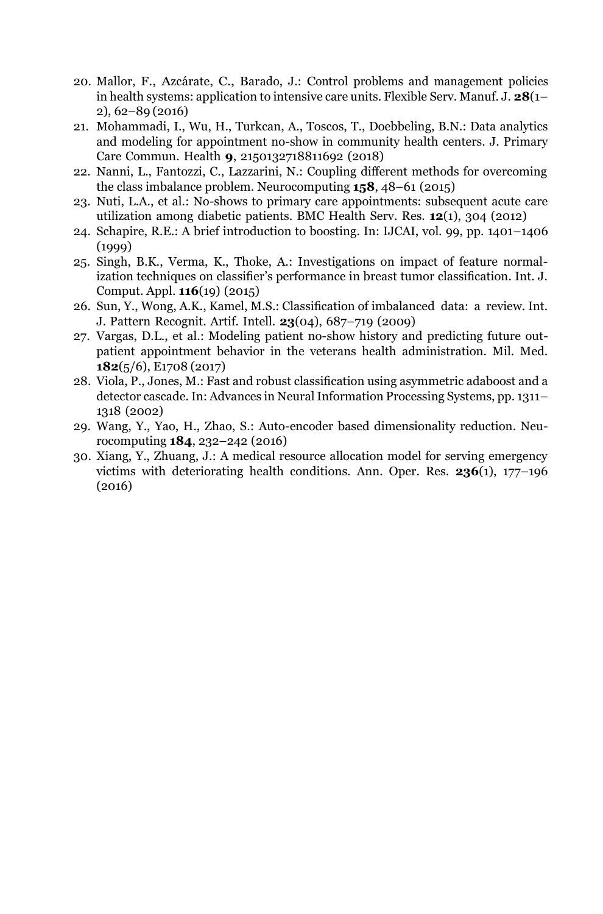20. Mallor, F., Azcárate, C., Barado, J.: Control problems and management policies in health systems: application to intensive care units. Flexible Serv. Manuf. J. **28**(1–2), 62–89 (2016)
21. Mohammadi, I., Wu, H., Turkcan, A., Toscos, T., Doebbeling, B.N.: Data analytics and modeling for appointment no-show in community health centers. J. Primary Care Commun. Health **9**, 2150132718811692 (2018)
22. Nanni, L., Fantozzi, C., Lazzarini, N.: Coupling different methods for overcoming the class imbalance problem. Neurocomputing **158**, 48–61 (2015)
23. Nuti, L.A., et al.: No-shows to primary care appointments: subsequent acute care utilization among diabetic patients. BMC Health Serv. Res. **12**(1), 304 (2012)
24. Schapire, R.E.: A brief introduction to boosting. In: IJCAI, vol. 99, pp. 1401–1406 (1999)
25. Singh, B.K., Verma, K., Thoke, A.: Investigations on impact of feature normalization techniques on classifier's performance in breast tumor classification. Int. J. Comput. Appl. **116**(19) (2015)
26. Sun, Y., Wong, A.K., Kamel, M.S.: Classification of imbalanced data: a review. Int. J. Pattern Recognit. Artif. Intell. **23**(04), 687–719 (2009)
27. Vargas, D.L., et al.: Modeling patient no-show history and predicting future outpatient appointment behavior in the veterans health administration. Mil. Med. **182**(5/6), E1708 (2017)
28. Viola, P., Jones, M.: Fast and robust classification using asymmetric adaboost and a detector cascade. In: Advances in Neural Information Processing Systems, pp. 1311–1318 (2002)
29. Wang, Y., Yao, H., Zhao, S.: Auto-encoder based dimensionality reduction. Neurocomputing **184**, 232–242 (2016)
30. Xiang, Y., Zhuang, J.: A medical resource allocation model for serving emergency victims with deteriorating health conditions. Ann. Oper. Res. **236**(1), 177–196 (2016)